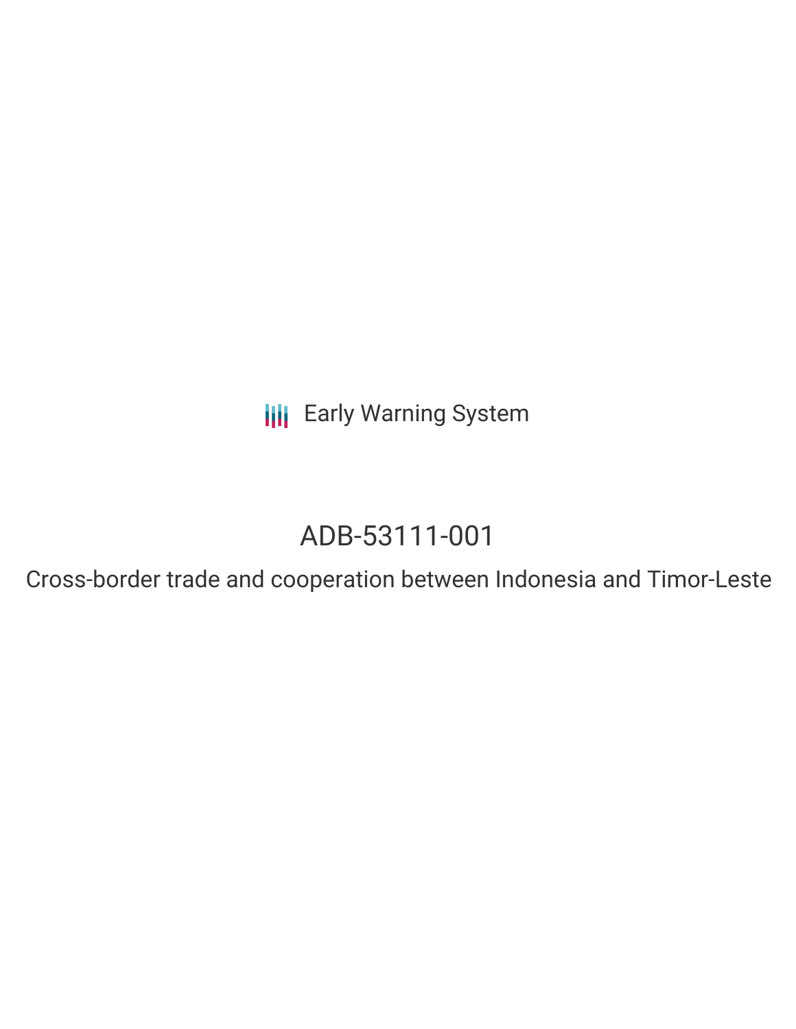Early Warning System

# ADB-53111-001

Cross-border trade and cooperation between Indonesia and Timor-Leste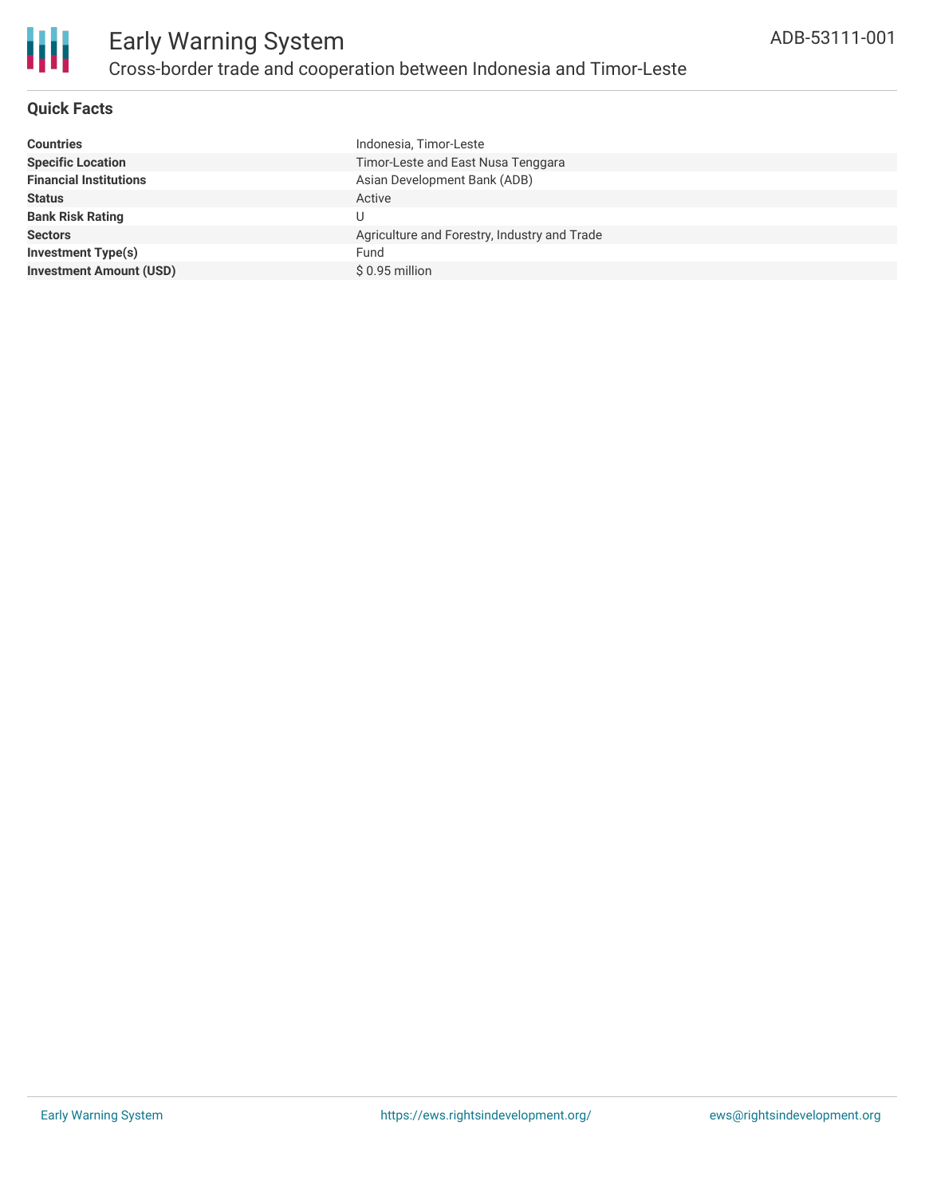# Early Warning System

## Cross-border trade and cooperation between Indonesia and Timor-Leste

ADB-53111-001

### Quick Facts

| | |
|---|---|
| **Countries** | Indonesia, Timor-Leste |
| **Specific Location** | Timor-Leste and East Nusa Tenggara |
| **Financial Institutions** | Asian Development Bank (ADB) |
| **Status** | Active |
| **Bank Risk Rating** | U |
| **Sectors** | Agriculture and Forestry, Industry and Trade |
| **Investment Type(s)** | Fund |
| **Investment Amount (USD)** | $ 0.95 million |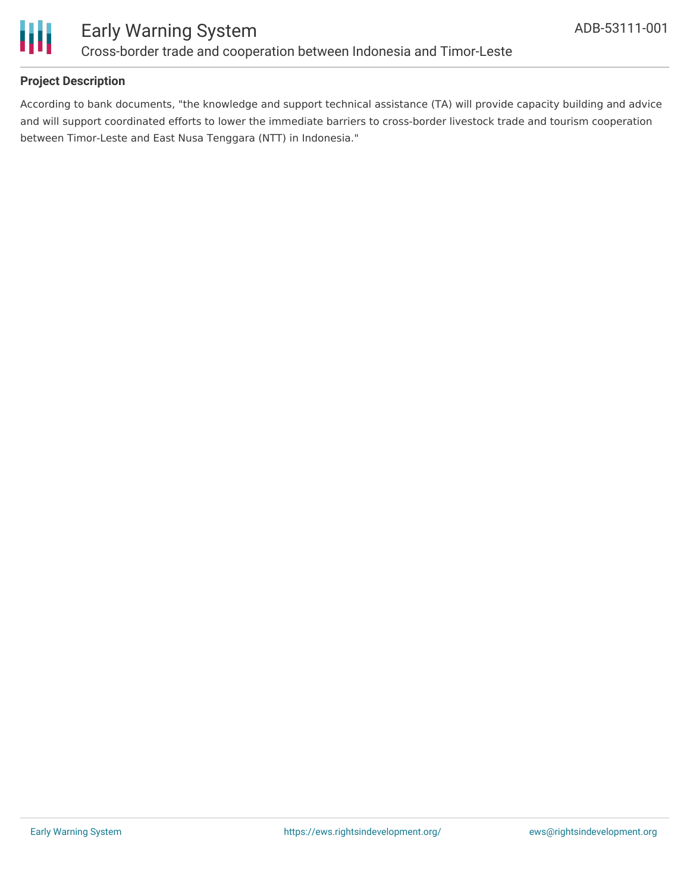### Project Description

According to bank documents, "the knowledge and support technical assistance (TA) will provide capacity building and advice and will support coordinated efforts to lower the immediate barriers to cross-border livestock trade and tourism cooperation between Timor-Leste and East Nusa Tenggara (NTT) in Indonesia."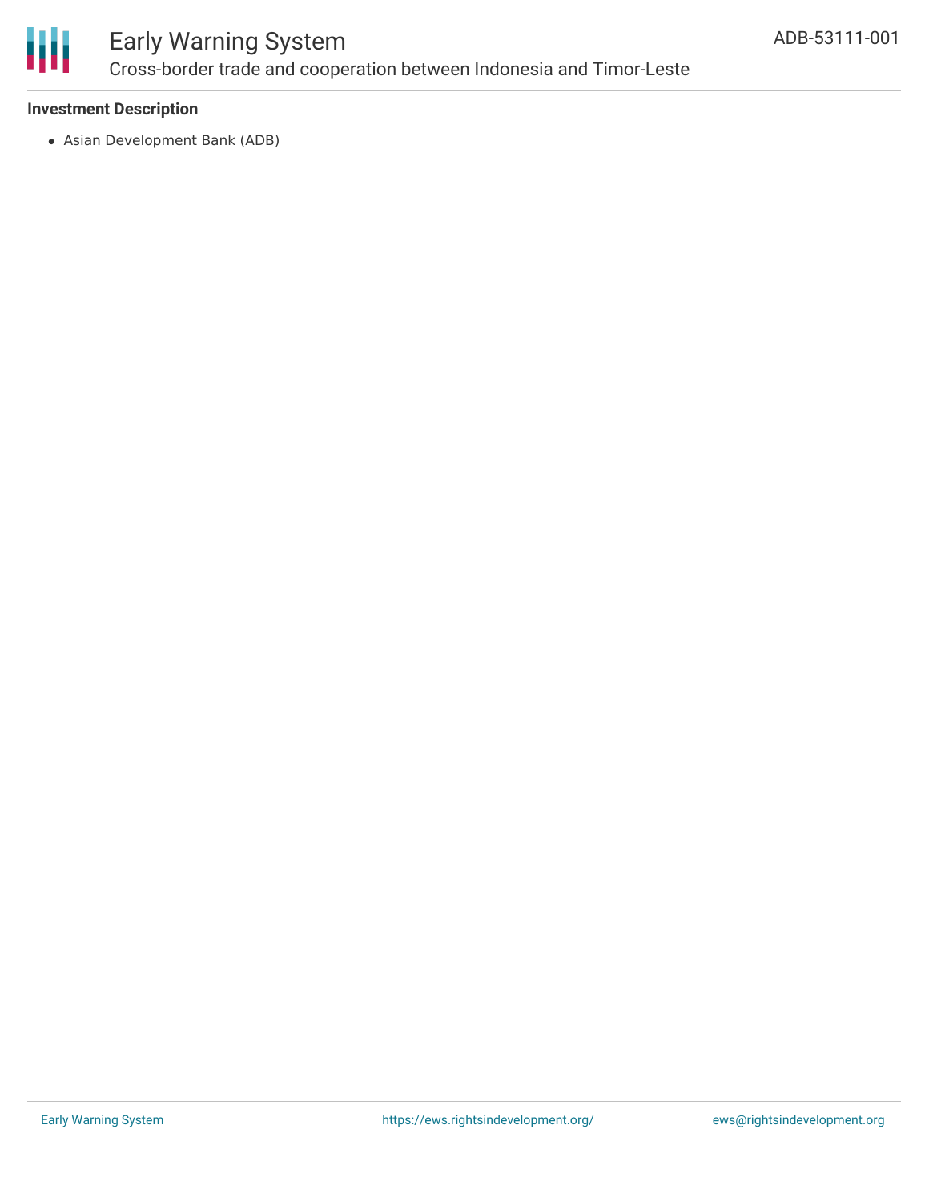### Investment Description

- Asian Development Bank (ADB)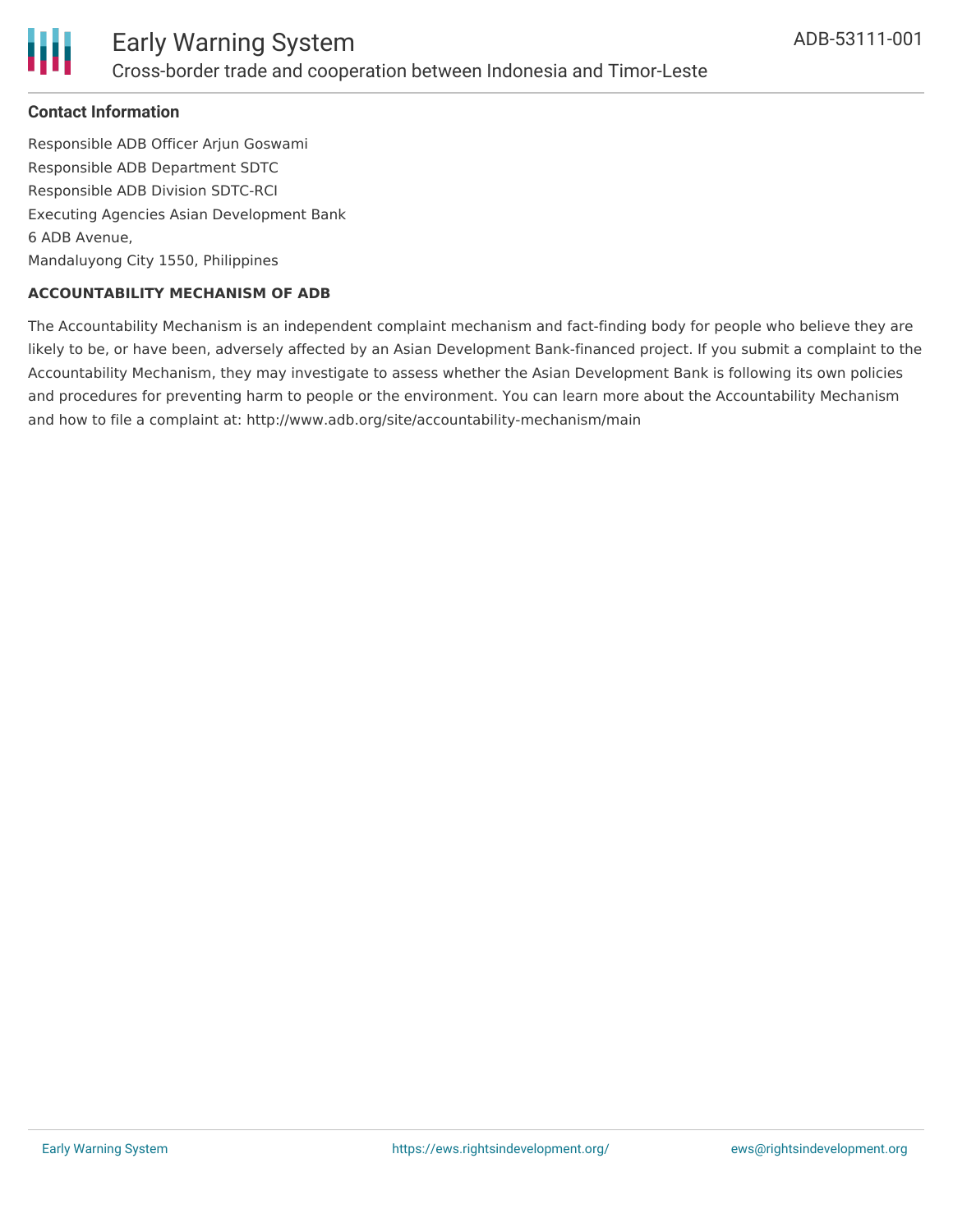### Contact Information

Responsible ADB Officer Arjun Goswami
Responsible ADB Department SDTC
Responsible ADB Division SDTC-RCI
Executing Agencies Asian Development Bank
6 ADB Avenue,
Mandaluyong City 1550, Philippines

#### ACCOUNTABILITY MECHANISM OF ADB

The Accountability Mechanism is an independent complaint mechanism and fact-finding body for people who believe they are likely to be, or have been, adversely affected by an Asian Development Bank-financed project. If you submit a complaint to the Accountability Mechanism, they may investigate to assess whether the Asian Development Bank is following its own policies and procedures for preventing harm to people or the environment. You can learn more about the Accountability Mechanism and how to file a complaint at: http://www.adb.org/site/accountability-mechanism/main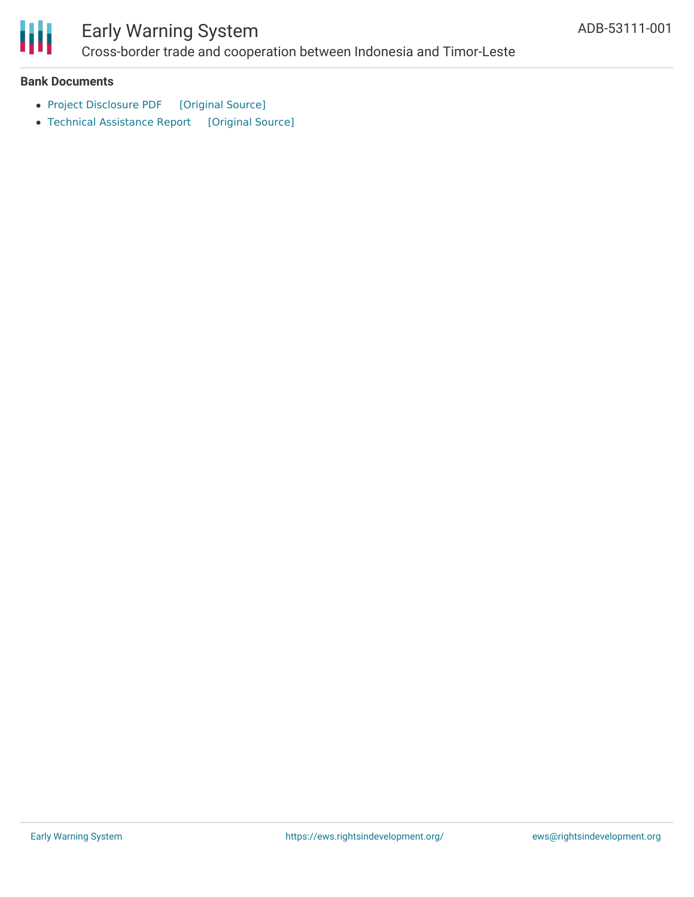## Bank Documents

- Project Disclosure PDF [Original Source]
- Technical Assistance Report [Original Source]